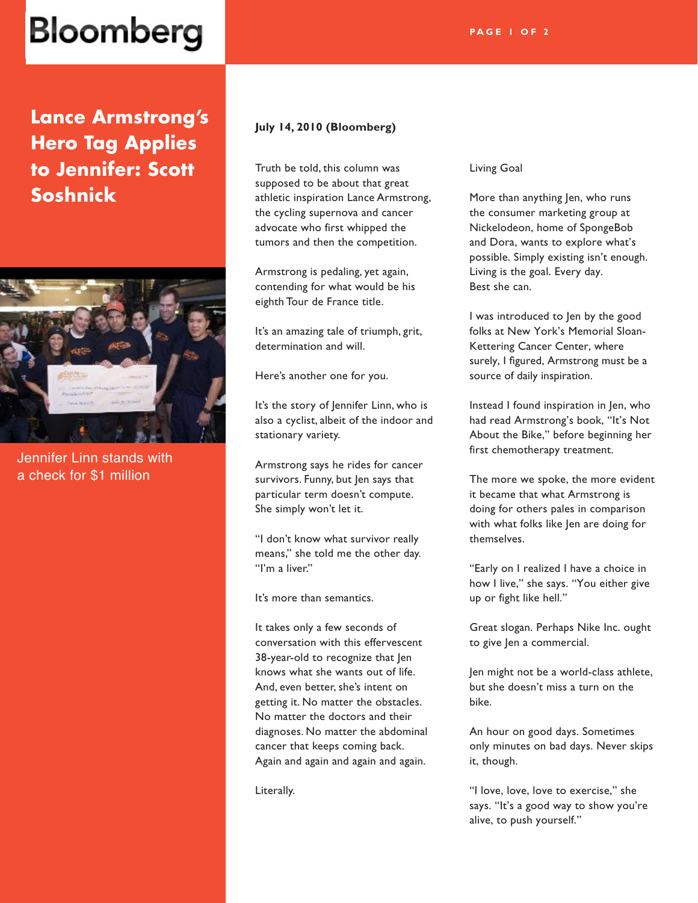Bloomberg

# Lance Armstrong's Hero Tag Applies to Jennifer: Scott Soshnick

Jennifer Linn stands with a check for $1 million

**July 14, 2010 (Bloomberg)**

Truth be told, this column was supposed to be about that great athletic inspiration Lance Armstrong, the cycling supernova and cancer advocate who first whipped the tumors and then the competition.

Armstrong is pedaling, yet again, contending for what would be his eighth Tour de France title.

It's an amazing tale of triumph, grit, determination and will.

Here's another one for you.

It's the story of Jennifer Linn, who is also a cyclist, albeit of the indoor and stationary variety.

Armstrong says he rides for cancer survivors. Funny, but Jen says that particular term doesn't compute. She simply won't let it.

"I don't know what survivor really means," she told me the other day. "I'm a liver."

It's more than semantics.

It takes only a few seconds of conversation with this effervescent 38-year-old to recognize that Jen knows what she wants out of life. And, even better, she's intent on getting it. No matter the obstacles. No matter the doctors and their diagnoses. No matter the abdominal cancer that keeps coming back. Again and again and again and again.

Literally.

## Living Goal

More than anything Jen, who runs the consumer marketing group at Nickelodeon, home of SpongeBob and Dora, wants to explore what's possible. Simply existing isn't enough. Living is the goal. Every day. Best she can.

I was introduced to Jen by the good folks at New York's Memorial Sloan-Kettering Cancer Center, where surely, I figured, Armstrong must be a source of daily inspiration.

Instead I found inspiration in Jen, who had read Armstrong's book, "It's Not About the Bike," before beginning her first chemotherapy treatment.

The more we spoke, the more evident it became that what Armstrong is doing for others pales in comparison with what folks like Jen are doing for themselves.

"Early on I realized I have a choice in how I live," she says. "You either give up or fight like hell."

Great slogan. Perhaps Nike Inc. ought to give Jen a commercial.

Jen might not be a world-class athlete, but she doesn't miss a turn on the bike.

An hour on good days. Sometimes only minutes on bad days. Never skips it, though.

"I love, love, love to exercise," she says. "It's a good way to show you're alive, to push yourself."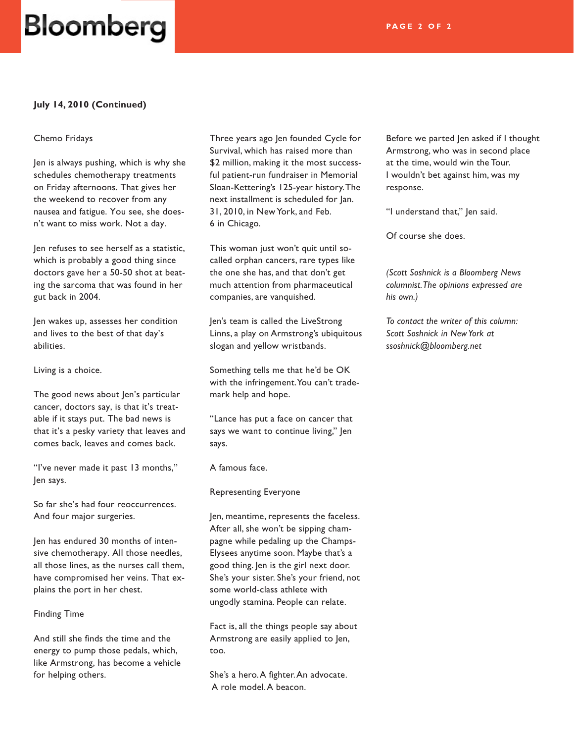**July 14, 2010 (Continued)**

## Chemo Fridays

Jen is always pushing, which is why she schedules chemotherapy treatments on Friday afternoons. That gives her the weekend to recover from any nausea and fatigue. You see, she doesn't want to miss work. Not a day.

Jen refuses to see herself as a statistic, which is probably a good thing since doctors gave her a 50-50 shot at beating the sarcoma that was found in her gut back in 2004.

Jen wakes up, assesses her condition and lives to the best of that day's abilities.

Living is a choice.

The good news about Jen's particular cancer, doctors say, is that it's treatable if it stays put. The bad news is that it's a pesky variety that leaves and comes back, leaves and comes back.

"I've never made it past 13 months," Jen says.

So far she's had four reoccurrences. And four major surgeries.

Jen has endured 30 months of intensive chemotherapy. All those needles, all those lines, as the nurses call them, have compromised her veins. That explains the port in her chest.

## Finding Time

And still she finds the time and the energy to pump those pedals, which, like Armstrong, has become a vehicle for helping others.

Three years ago Jen founded Cycle for Survival, which has raised more than $2 million, making it the most successful patient-run fundraiser in Memorial Sloan-Kettering's 125-year history. The next installment is scheduled for Jan. 31, 2010, in New York, and Feb. 6 in Chicago.

This woman just won't quit until so-called orphan cancers, rare types like the one she has, and that don't get much attention from pharmaceutical companies, are vanquished.

Jen's team is called the LiveStrong Linns, a play on Armstrong's ubiquitous slogan and yellow wristbands.

Something tells me that he'd be OK with the infringement. You can't trademark help and hope.

"Lance has put a face on cancer that says we want to continue living," Jen says.

A famous face.

## Representing Everyone

Jen, meantime, represents the faceless. After all, she won't be sipping champagne while pedaling up the Champs-Elysees anytime soon. Maybe that's a good thing. Jen is the girl next door. She's your sister. She's your friend, not some world-class athlete with ungodly stamina. People can relate.

Fact is, all the things people say about Armstrong are easily applied to Jen, too.

She's a hero. A fighter. An advocate. A role model. A beacon.

Before we parted Jen asked if I thought Armstrong, who was in second place at the time, would win the Tour. I wouldn't bet against him, was my response.

"I understand that," Jen said.

Of course she does.

*(Scott Soshnick is a Bloomberg News columnist. The opinions expressed are his own.)*

*To contact the writer of this column: Scott Soshnick in New York at ssoshnick@bloomberg.net*